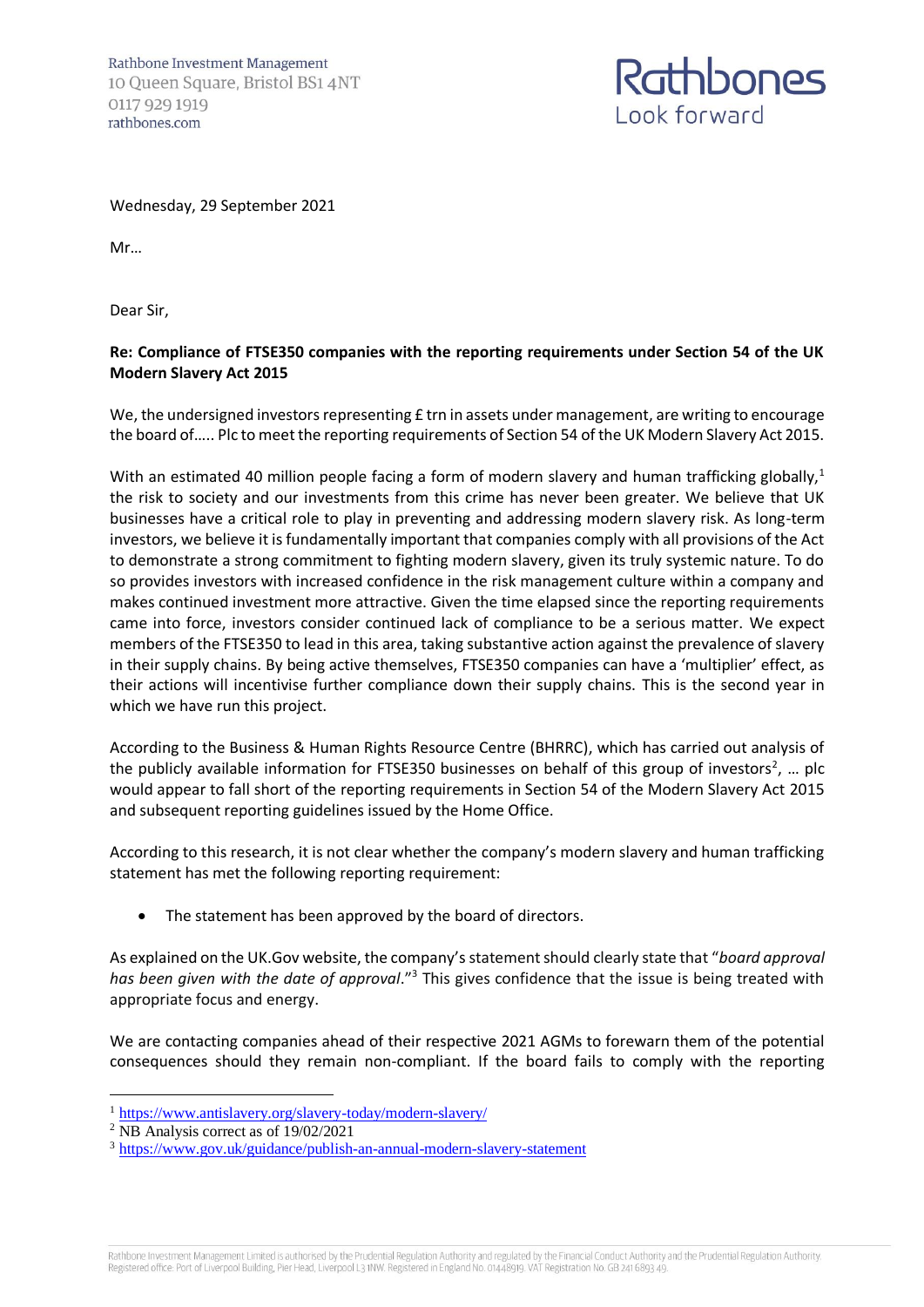Rathbone Investment Management
10 Queen Square, Bristol BS1 4NT
0117 929 1919
rathbones.com

Rathbones
Look forward

Wednesday, 29 September 2021

Mr…

Dear Sir,

**Re: Compliance of FTSE350 companies with the reporting requirements under Section 54 of the UK Modern Slavery Act 2015**

We, the undersigned investors representing £ trn in assets under management, are writing to encourage the board of….. Plc to meet the reporting requirements of Section 54 of the UK Modern Slavery Act 2015.

With an estimated 40 million people facing a form of modern slavery and human trafficking globally,[1] the risk to society and our investments from this crime has never been greater. We believe that UK businesses have a critical role to play in preventing and addressing modern slavery risk. As long-term investors, we believe it is fundamentally important that companies comply with all provisions of the Act to demonstrate a strong commitment to fighting modern slavery, given its truly systemic nature. To do so provides investors with increased confidence in the risk management culture within a company and makes continued investment more attractive. Given the time elapsed since the reporting requirements came into force, investors consider continued lack of compliance to be a serious matter. We expect members of the FTSE350 to lead in this area, taking substantive action against the prevalence of slavery in their supply chains. By being active themselves, FTSE350 companies can have a 'multiplier' effect, as their actions will incentivise further compliance down their supply chains. This is the second year in which we have run this project.

According to the Business & Human Rights Resource Centre (BHRRC), which has carried out analysis of the publicly available information for FTSE350 businesses on behalf of this group of investors[2], … plc would appear to fall short of the reporting requirements in Section 54 of the Modern Slavery Act 2015 and subsequent reporting guidelines issued by the Home Office.

According to this research, it is not clear whether the company's modern slavery and human trafficking statement has met the following reporting requirement:

- The statement has been approved by the board of directors.

As explained on the UK.Gov website, the company's statement should clearly state that "*board approval has been given with the date of approval*."[3] This gives confidence that the issue is being treated with appropriate focus and energy.

We are contacting companies ahead of their respective 2021 AGMs to forewarn them of the potential consequences should they remain non-compliant. If the board fails to comply with the reporting

---

[1] https://www.antislavery.org/slavery-today/modern-slavery/

[2] NB Analysis correct as of 19/02/2021

[3] https://www.gov.uk/guidance/publish-an-annual-modern-slavery-statement

Rathbone Investment Management Limited is authorised by the Prudential Regulation Authority and regulated by the Financial Conduct Authority and the Prudential Regulation Authority. Registered office: Port of Liverpool Building, Pier Head, Liverpool L3 1NW. Registered in England No. 01448919. VAT Registration No. GB 241 6893 49.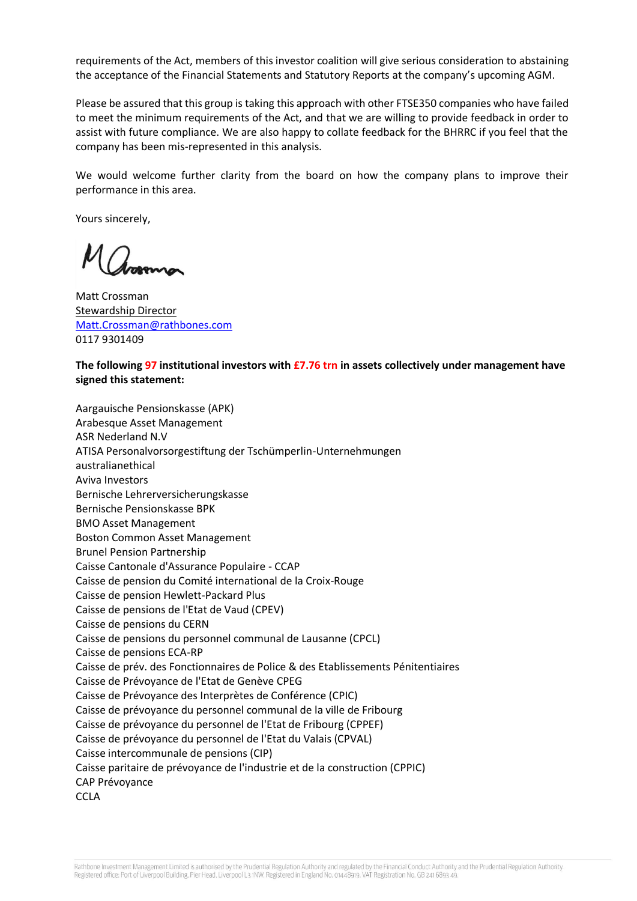requirements of the Act, members of this investor coalition will give serious consideration to abstaining the acceptance of the Financial Statements and Statutory Reports at the company's upcoming AGM.

Please be assured that this group is taking this approach with other FTSE350 companies who have failed to meet the minimum requirements of the Act, and that we are willing to provide feedback in order to assist with future compliance. We are also happy to collate feedback for the BHRRC if you feel that the company has been mis-represented in this analysis.

We would welcome further clarity from the board on how the company plans to improve their performance in this area.

Yours sincerely,

Matt Crossman
Stewardship Director
Matt.Crossman@rathbones.com
0117 9301409

**The following 97 institutional investors with £7.76 trn in assets collectively under management have signed this statement:**

Aargauische Pensionskasse (APK)
Arabesque Asset Management
ASR Nederland N.V
ATISA Personalvorsorgestiftung der Tschümperlin-Unternehmungen
australianethical
Aviva Investors
Bernische Lehrerversicherungskasse
Bernische Pensionskasse BPK
BMO Asset Management
Boston Common Asset Management
Brunel Pension Partnership
Caisse Cantonale d'Assurance Populaire - CCAP
Caisse de pension du Comité international de la Croix-Rouge
Caisse de pension Hewlett-Packard Plus
Caisse de pensions de l'Etat de Vaud (CPEV)
Caisse de pensions du CERN
Caisse de pensions du personnel communal de Lausanne (CPCL)
Caisse de pensions ECA-RP
Caisse de prév. des Fonctionnaires de Police & des Etablissements Pénitentiaires
Caisse de Prévoyance de l'Etat de Genève CPEG
Caisse de Prévoyance des Interprètes de Conférence (CPIC)
Caisse de prévoyance du personnel communal de la ville de Fribourg
Caisse de prévoyance du personnel de l'Etat de Fribourg (CPPEF)
Caisse de prévoyance du personnel de l'Etat du Valais (CPVAL)
Caisse intercommunale de pensions (CIP)
Caisse paritaire de prévoyance de l'industrie et de la construction (CPPIC)
CAP Prévoyance
CCLA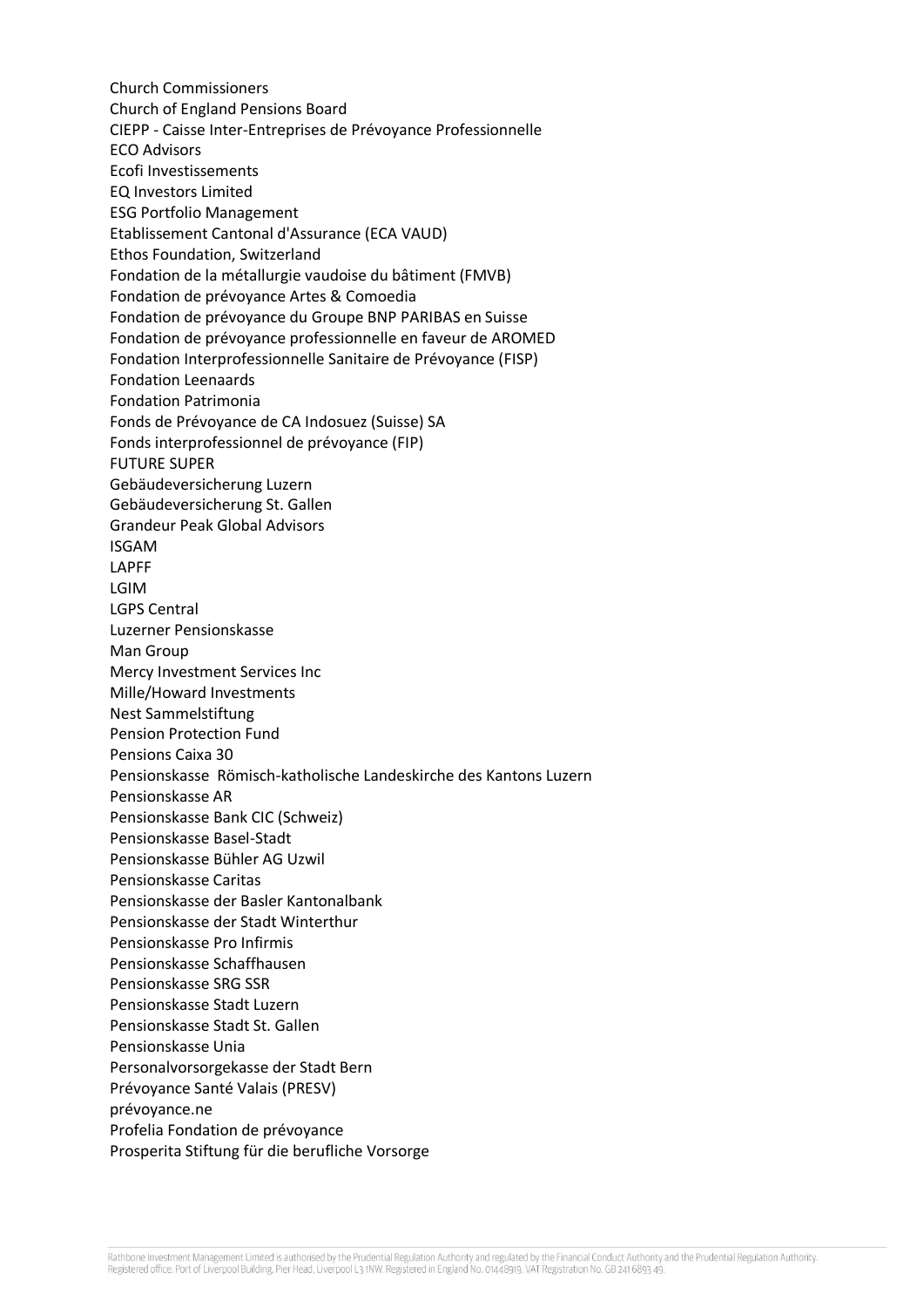Church Commissioners
Church of England Pensions Board
CIEPP - Caisse Inter-Entreprises de Prévoyance Professionnelle
ECO Advisors
Ecofi Investissements
EQ Investors Limited
ESG Portfolio Management
Etablissement Cantonal d'Assurance (ECA VAUD)
Ethos Foundation, Switzerland
Fondation de la métallurgie vaudoise du bâtiment (FMVB)
Fondation de prévoyance Artes & Comoedia
Fondation de prévoyance du Groupe BNP PARIBAS en Suisse
Fondation de prévoyance professionnelle en faveur de AROMED
Fondation Interprofessionnelle Sanitaire de Prévoyance (FISP)
Fondation Leenaards
Fondation Patrimonia
Fonds de Prévoyance de CA Indosuez (Suisse) SA
Fonds interprofessionnel de prévoyance (FIP)
FUTURE SUPER
Gebäudeversicherung Luzern
Gebäudeversicherung St. Gallen
Grandeur Peak Global Advisors
ISGAM
LAPFF
LGIM
LGPS Central
Luzerner Pensionskasse
Man Group
Mercy Investment Services Inc
Mille/Howard Investments
Nest Sammelstiftung
Pension Protection Fund
Pensions Caixa 30
Pensionskasse Römisch-katholische Landeskirche des Kantons Luzern
Pensionskasse AR
Pensionskasse Bank CIC (Schweiz)
Pensionskasse Basel-Stadt
Pensionskasse Bühler AG Uzwil
Pensionskasse Caritas
Pensionskasse der Basler Kantonalbank
Pensionskasse der Stadt Winterthur
Pensionskasse Pro Infirmis
Pensionskasse Schaffhausen
Pensionskasse SRG SSR
Pensionskasse Stadt Luzern
Pensionskasse Stadt St. Gallen
Pensionskasse Unia
Personalvorsorgekasse der Stadt Bern
Prévoyance Santé Valais (PRESV)
prévoyance.ne
Profelia Fondation de prévoyance
Prosperita Stiftung für die berufliche Vorsorge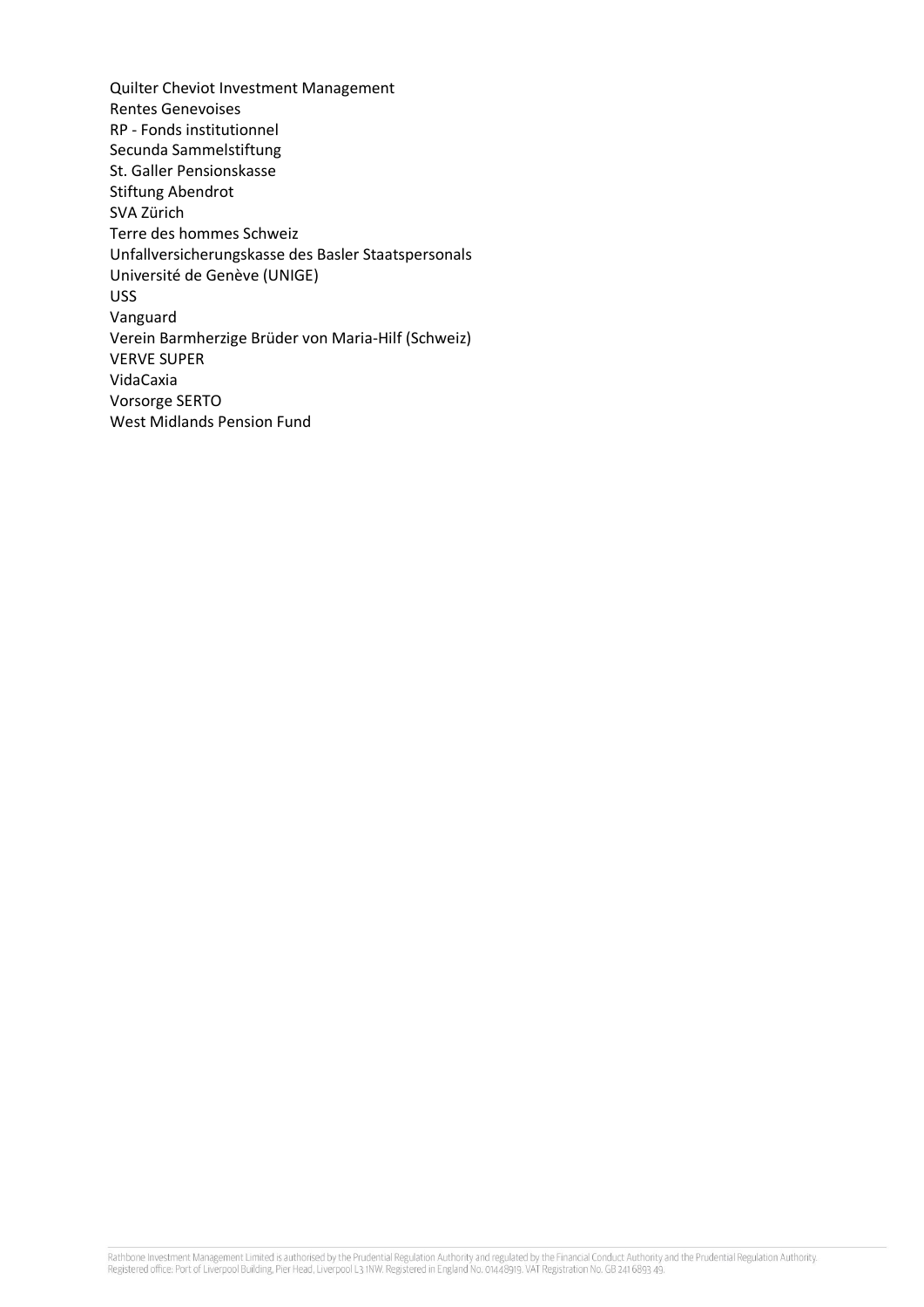Quilter Cheviot Investment Management
Rentes Genevoises
RP - Fonds institutionnel
Secunda Sammelstiftung
St. Galler Pensionskasse
Stiftung Abendrot
SVA Zürich
Terre des hommes Schweiz
Unfallversicherungskasse des Basler Staatspersonals
Université de Genève (UNIGE)
USS
Vanguard
Verein Barmherzige Brüder von Maria-Hilf (Schweiz)
VERVE SUPER
VidaCaxia
Vorsorge SERTO
West Midlands Pension Fund